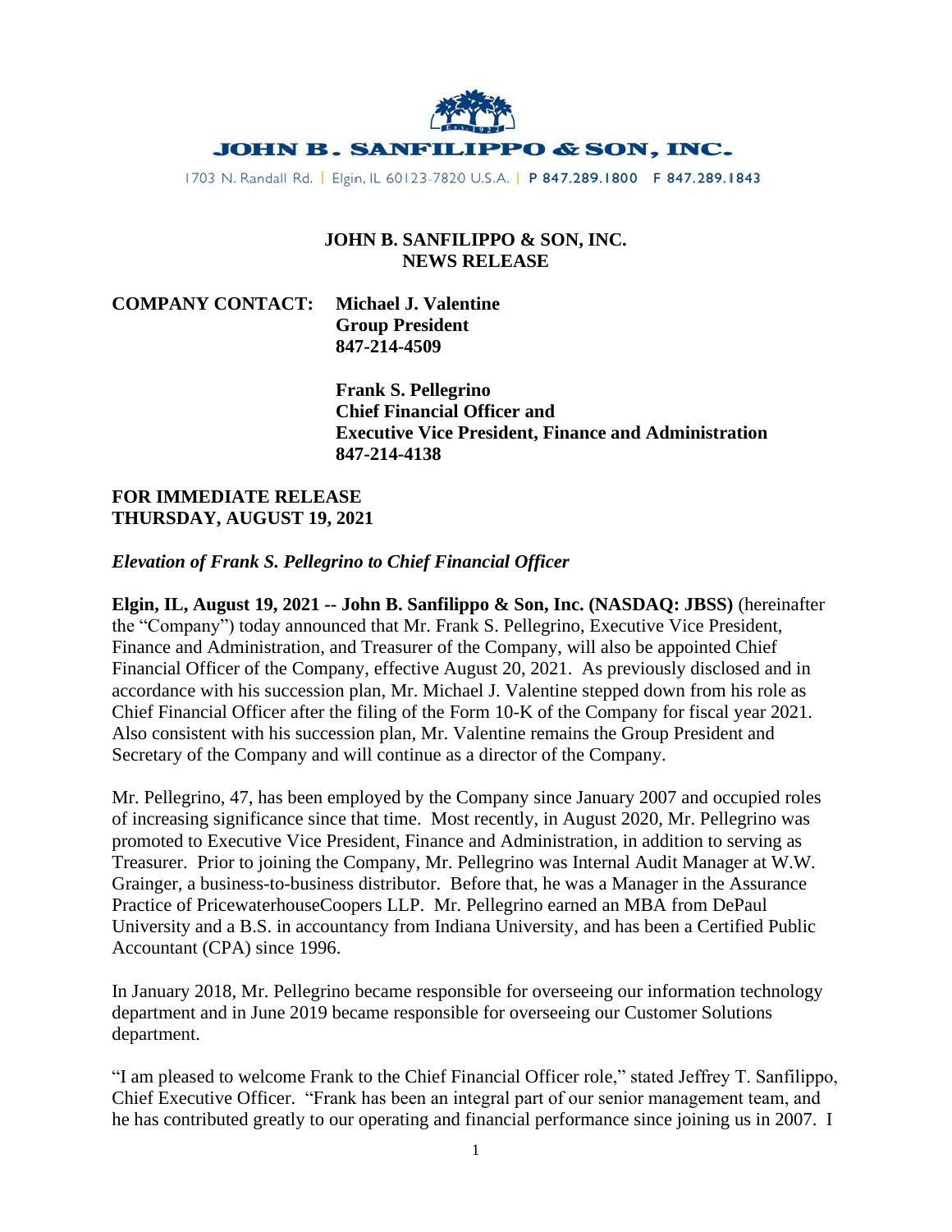# JOHN B. SANFILIPPO & SON, INC.

1703 N. Randall Rd. | Elgin, IL 60123-7820 U.S.A. | P 847.289.1800 F 847.289.1843

**JOHN B. SANFILIPPO & SON, INC.**
**NEWS RELEASE**

**COMPANY CONTACT:** **Michael J. Valentine**
**Group President**
**847-214-4509**

**Frank S. Pellegrino**
**Chief Financial Officer and**
**Executive Vice President, Finance and Administration**
**847-214-4138**

**FOR IMMEDIATE RELEASE**
**THURSDAY, AUGUST 19, 2021**

***Elevation of Frank S. Pellegrino to Chief Financial Officer***

**Elgin, IL, August 19, 2021 -- John B. Sanfilippo & Son, Inc. (NASDAQ: JBSS)** (hereinafter the "Company") today announced that Mr. Frank S. Pellegrino, Executive Vice President, Finance and Administration, and Treasurer of the Company, will also be appointed Chief Financial Officer of the Company, effective August 20, 2021. As previously disclosed and in accordance with his succession plan, Mr. Michael J. Valentine stepped down from his role as Chief Financial Officer after the filing of the Form 10-K of the Company for fiscal year 2021. Also consistent with his succession plan, Mr. Valentine remains the Group President and Secretary of the Company and will continue as a director of the Company.

Mr. Pellegrino, 47, has been employed by the Company since January 2007 and occupied roles of increasing significance since that time. Most recently, in August 2020, Mr. Pellegrino was promoted to Executive Vice President, Finance and Administration, in addition to serving as Treasurer. Prior to joining the Company, Mr. Pellegrino was Internal Audit Manager at W.W. Grainger, a business-to-business distributor. Before that, he was a Manager in the Assurance Practice of PricewaterhouseCoopers LLP. Mr. Pellegrino earned an MBA from DePaul University and a B.S. in accountancy from Indiana University, and has been a Certified Public Accountant (CPA) since 1996.

In January 2018, Mr. Pellegrino became responsible for overseeing our information technology department and in June 2019 became responsible for overseeing our Customer Solutions department.

"I am pleased to welcome Frank to the Chief Financial Officer role," stated Jeffrey T. Sanfilippo, Chief Executive Officer. "Frank has been an integral part of our senior management team, and he has contributed greatly to our operating and financial performance since joining us in 2007. I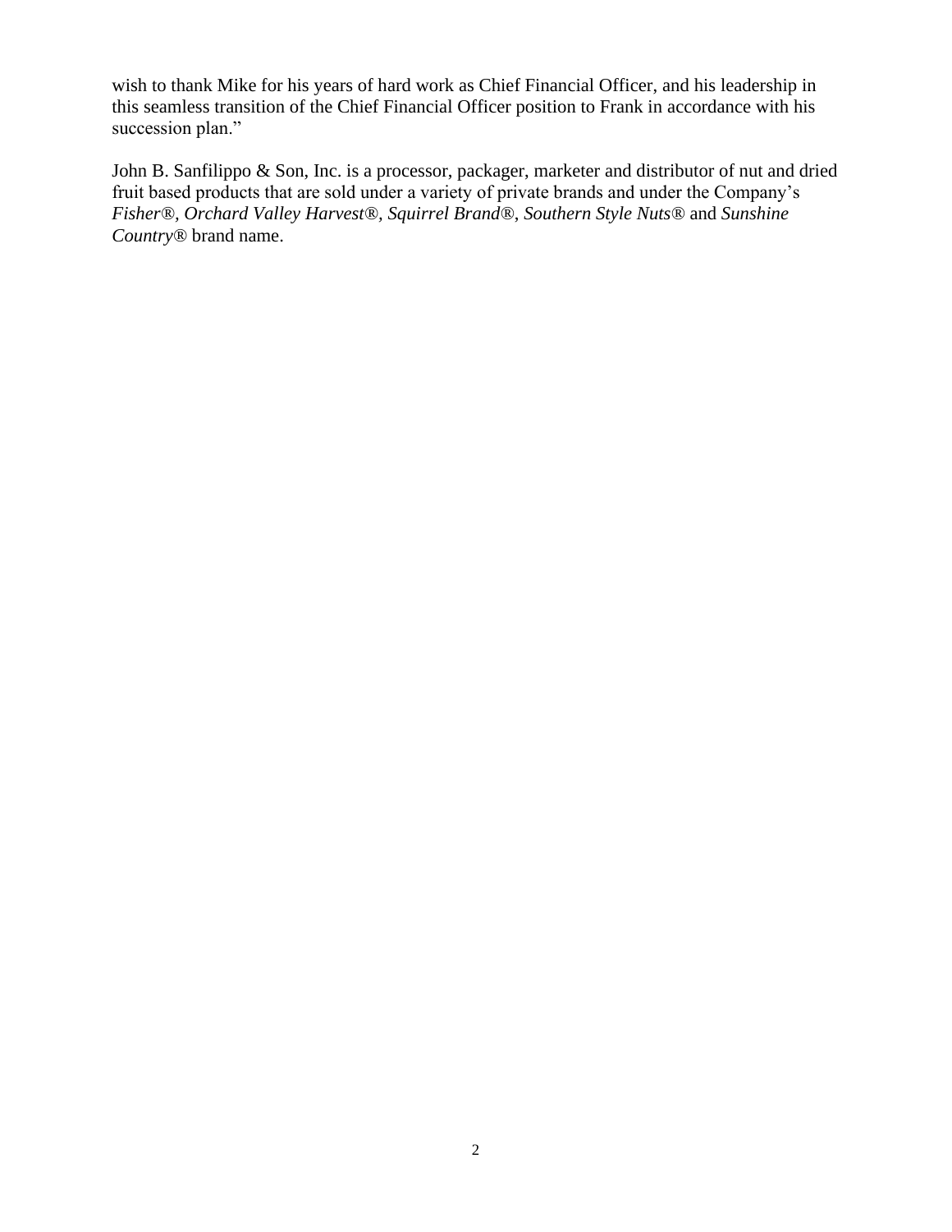wish to thank Mike for his years of hard work as Chief Financial Officer, and his leadership in this seamless transition of the Chief Financial Officer position to Frank in accordance with his succession plan."

John B. Sanfilippo & Son, Inc. is a processor, packager, marketer and distributor of nut and dried fruit based products that are sold under a variety of private brands and under the Company's *Fisher®, Orchard Valley Harvest®, Squirrel Brand®, Southern Style Nuts®* and *Sunshine Country®* brand name.